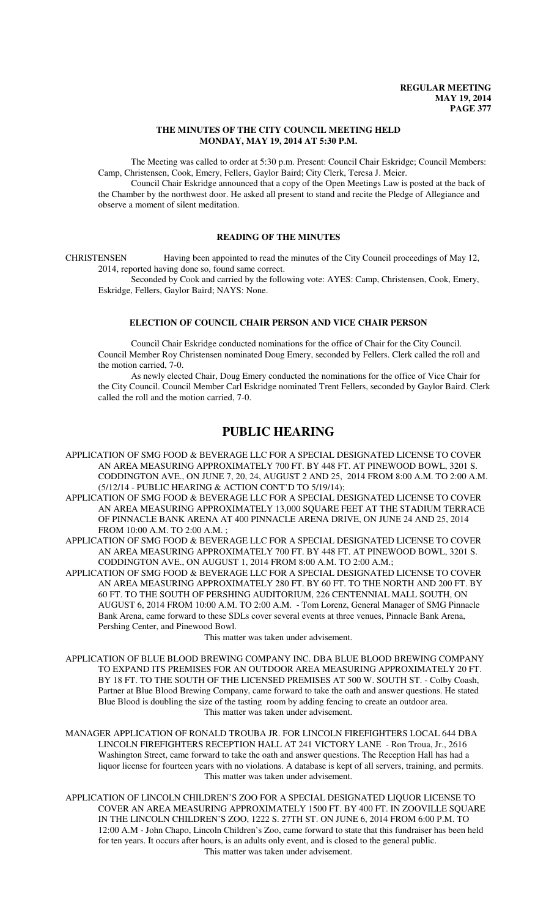# THE MINUTES OF THE CITY COUNCIL MEETING HELD MONDAY, MAY 19, 2014 AT 5:30 P.M.

The Meeting was called to order at 5:30 p.m. Present: Council Chair Eskridge; Council Members: Camp, Christensen, Cook, Emery, Fellers, Gaylor Baird; City Clerk, Teresa J. Meier.

Council Chair Eskridge announced that a copy of the Open Meetings Law is posted at the back of the Chamber by the northwest door. He asked all present to stand and recite the Pledge of Allegiance and observe a moment of silent meditation.

## READING OF THE MINUTES

CHRISTENSEN Having been appointed to read the minutes of the City Council proceedings of May 12, 2014, reported having done so, found same correct.

Seconded by Cook and carried by the following vote: AYES: Camp, Christensen, Cook, Emery, Eskridge, Fellers, Gaylor Baird; NAYS: None.

## ELECTION OF COUNCIL CHAIR PERSON AND VICE CHAIR PERSON

Council Chair Eskridge conducted nominations for the office of Chair for the City Council. Council Member Roy Christensen nominated Doug Emery, seconded by Fellers. Clerk called the roll and the motion carried, 7-0.

As newly elected Chair, Doug Emery conducted the nominations for the office of Vice Chair for the City Council. Council Member Carl Eskridge nominated Trent Fellers, seconded by Gaylor Baird. Clerk called the roll and the motion carried, 7-0.

# PUBLIC HEARING

APPLICATION OF SMG FOOD & BEVERAGE LLC FOR A SPECIAL DESIGNATED LICENSE TO COVER AN AREA MEASURING APPROXIMATELY 700 FT. BY 448 FT. AT PINEWOOD BOWL, 3201 S. CODDINGTON AVE., ON JUNE 7, 20, 24, AUGUST 2 AND 25, 2014 FROM 8:00 A.M. TO 2:00 A.M. (5/12/14 - PUBLIC HEARING & ACTION CONT'D TO 5/19/14);

APPLICATION OF SMG FOOD & BEVERAGE LLC FOR A SPECIAL DESIGNATED LICENSE TO COVER AN AREA MEASURING APPROXIMATELY 13,000 SQUARE FEET AT THE STADIUM TERRACE OF PINNACLE BANK ARENA AT 400 PINNACLE ARENA DRIVE, ON JUNE 24 AND 25, 2014 FROM 10:00 A.M. TO 2:00 A.M. ;

APPLICATION OF SMG FOOD & BEVERAGE LLC FOR A SPECIAL DESIGNATED LICENSE TO COVER AN AREA MEASURING APPROXIMATELY 700 FT. BY 448 FT. AT PINEWOOD BOWL, 3201 S. CODDINGTON AVE., ON AUGUST 1, 2014 FROM 8:00 A.M. TO 2:00 A.M.;

APPLICATION OF SMG FOOD & BEVERAGE LLC FOR A SPECIAL DESIGNATED LICENSE TO COVER AN AREA MEASURING APPROXIMATELY 280 FT. BY 60 FT. TO THE NORTH AND 200 FT. BY 60 FT. TO THE SOUTH OF PERSHING AUDITORIUM, 226 CENTENNIAL MALL SOUTH, ON AUGUST 6, 2014 FROM 10:00 A.M. TO 2:00 A.M. - Tom Lorenz, General Manager of SMG Pinnacle Bank Arena, came forward to these SDLs cover several events at three venues, Pinnacle Bank Arena, Pershing Center, and Pinewood Bowl.

This matter was taken under advisement.

APPLICATION OF BLUE BLOOD BREWING COMPANY INC. DBA BLUE BLOOD BREWING COMPANY TO EXPAND ITS PREMISES FOR AN OUTDOOR AREA MEASURING APPROXIMATELY 20 FT. BY 18 FT. TO THE SOUTH OF THE LICENSED PREMISES AT 500 W. SOUTH ST. - Colby Coash, Partner at Blue Blood Brewing Company, came forward to take the oath and answer questions. He stated Blue Blood is doubling the size of the tasting room by adding fencing to create an outdoor area.

This matter was taken under advisement.

MANAGER APPLICATION OF RONALD TROUBA JR. FOR LINCOLN FIREFIGHTERS LOCAL 644 DBA LINCOLN FIREFIGHTERS RECEPTION HALL AT 241 VICTORY LANE - Ron Troua, Jr., 2616 Washington Street, came forward to take the oath and answer questions. The Reception Hall has had a liquor license for fourteen years with no violations. A database is kept of all servers, training, and permits.

This matter was taken under advisement.

APPLICATION OF LINCOLN CHILDREN'S ZOO FOR A SPECIAL DESIGNATED LIQUOR LICENSE TO COVER AN AREA MEASURING APPROXIMATELY 1500 FT. BY 400 FT. IN ZOOVILLE SQUARE IN THE LINCOLN CHILDREN'S ZOO, 1222 S. 27TH ST. ON JUNE 6, 2014 FROM 6:00 P.M. TO 12:00 A.M - John Chapo, Lincoln Children's Zoo, came forward to state that this fundraiser has been held for ten years. It occurs after hours, is an adults only event, and is closed to the general public.

This matter was taken under advisement.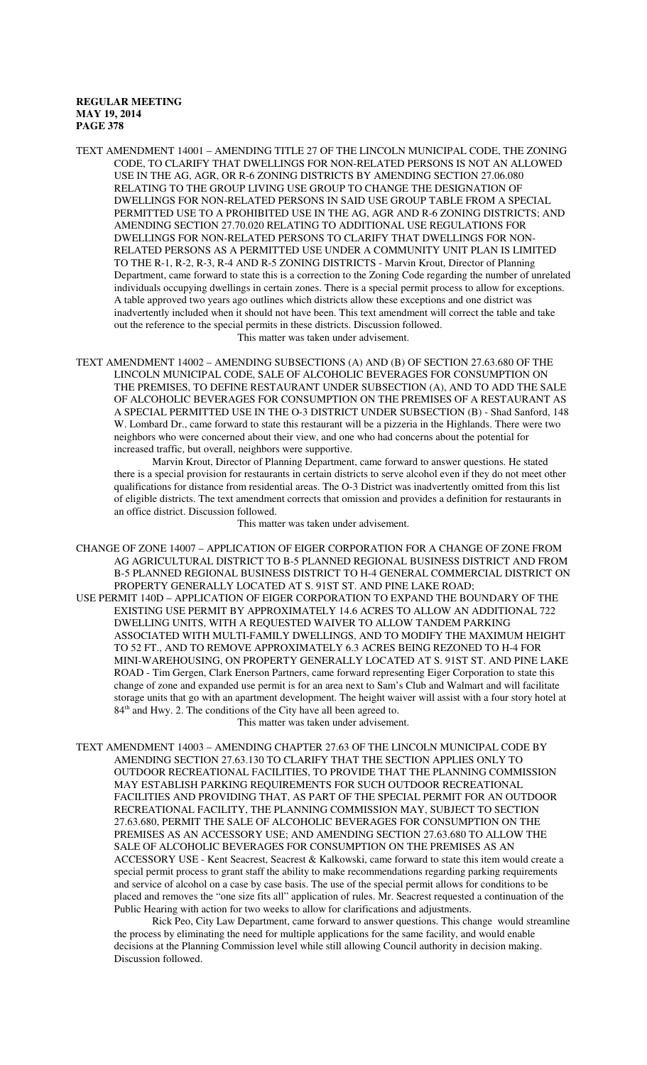TEXT AMENDMENT 14001 – AMENDING TITLE 27 OF THE LINCOLN MUNICIPAL CODE, THE ZONING CODE, TO CLARIFY THAT DWELLINGS FOR NON-RELATED PERSONS IS NOT AN ALLOWED USE IN THE AG, AGR, OR R-6 ZONING DISTRICTS BY AMENDING SECTION 27.06.080 RELATING TO THE GROUP LIVING USE GROUP TO CHANGE THE DESIGNATION OF DWELLINGS FOR NON-RELATED PERSONS IN SAID USE GROUP TABLE FROM A SPECIAL PERMITTED USE TO A PROHIBITED USE IN THE AG, AGR AND R-6 ZONING DISTRICTS; AND AMENDING SECTION 27.70.020 RELATING TO ADDITIONAL USE REGULATIONS FOR DWELLINGS FOR NON-RELATED PERSONS TO CLARIFY THAT DWELLINGS FOR NON-RELATED PERSONS AS A PERMITTED USE UNDER A COMMUNITY UNIT PLAN IS LIMITED TO THE R-1, R-2, R-3, R-4 AND R-5 ZONING DISTRICTS - Marvin Krout, Director of Planning Department, came forward to state this is a correction to the Zoning Code regarding the number of unrelated individuals occupying dwellings in certain zones. There is a special permit process to allow for exceptions. A table approved two years ago outlines which districts allow these exceptions and one district was inadvertently included when it should not have been. This text amendment will correct the table and take out the reference to the special permits in these districts. Discussion followed.

This matter was taken under advisement.

TEXT AMENDMENT 14002 – AMENDING SUBSECTIONS (A) AND (B) OF SECTION 27.63.680 OF THE LINCOLN MUNICIPAL CODE, SALE OF ALCOHOLIC BEVERAGES FOR CONSUMPTION ON THE PREMISES, TO DEFINE RESTAURANT UNDER SUBSECTION (A), AND TO ADD THE SALE OF ALCOHOLIC BEVERAGES FOR CONSUMPTION ON THE PREMISES OF A RESTAURANT AS A SPECIAL PERMITTED USE IN THE O-3 DISTRICT UNDER SUBSECTION (B) - Shad Sanford, 148 W. Lombard Dr., came forward to state this restaurant will be a pizzeria in the Highlands. There were two neighbors who were concerned about their view, and one who had concerns about the potential for increased traffic, but overall, neighbors were supportive.

Marvin Krout, Director of Planning Department, came forward to answer questions. He stated there is a special provision for restaurants in certain districts to serve alcohol even if they do not meet other qualifications for distance from residential areas. The O-3 District was inadvertently omitted from this list of eligible districts. The text amendment corrects that omission and provides a definition for restaurants in an office district. Discussion followed.

This matter was taken under advisement.

CHANGE OF ZONE 14007 – APPLICATION OF EIGER CORPORATION FOR A CHANGE OF ZONE FROM AG AGRICULTURAL DISTRICT TO B-5 PLANNED REGIONAL BUSINESS DISTRICT AND FROM B-5 PLANNED REGIONAL BUSINESS DISTRICT TO H-4 GENERAL COMMERCIAL DISTRICT ON PROPERTY GENERALLY LOCATED AT S. 91ST ST. AND PINE LAKE ROAD;

USE PERMIT 140D – APPLICATION OF EIGER CORPORATION TO EXPAND THE BOUNDARY OF THE EXISTING USE PERMIT BY APPROXIMATELY 14.6 ACRES TO ALLOW AN ADDITIONAL 722 DWELLING UNITS, WITH A REQUESTED WAIVER TO ALLOW TANDEM PARKING ASSOCIATED WITH MULTI-FAMILY DWELLINGS, AND TO MODIFY THE MAXIMUM HEIGHT TO 52 FT., AND TO REMOVE APPROXIMATELY 6.3 ACRES BEING REZONED TO H-4 FOR MINI-WAREHOUSING, ON PROPERTY GENERALLY LOCATED AT S. 91ST ST. AND PINE LAKE ROAD - Tim Gergen, Clark Enerson Partners, came forward representing Eiger Corporation to state this change of zone and expanded use permit is for an area next to Sam's Club and Walmart and will facilitate storage units that go with an apartment development. The height waiver will assist with a four story hotel at 84th and Hwy. 2. The conditions of the City have all been agreed to.

This matter was taken under advisement.

TEXT AMENDMENT 14003 – AMENDING CHAPTER 27.63 OF THE LINCOLN MUNICIPAL CODE BY AMENDING SECTION 27.63.130 TO CLARIFY THAT THE SECTION APPLIES ONLY TO OUTDOOR RECREATIONAL FACILITIES, TO PROVIDE THAT THE PLANNING COMMISSION MAY ESTABLISH PARKING REQUIREMENTS FOR SUCH OUTDOOR RECREATIONAL FACILITIES AND PROVIDING THAT, AS PART OF THE SPECIAL PERMIT FOR AN OUTDOOR RECREATIONAL FACILITY, THE PLANNING COMMISSION MAY, SUBJECT TO SECTION 27.63.680, PERMIT THE SALE OF ALCOHOLIC BEVERAGES FOR CONSUMPTION ON THE PREMISES AS AN ACCESSORY USE; AND AMENDING SECTION 27.63.680 TO ALLOW THE SALE OF ALCOHOLIC BEVERAGES FOR CONSUMPTION ON THE PREMISES AS AN ACCESSORY USE - Kent Seacrest, Seacrest & Kalkowski, came forward to state this item would create a special permit process to grant staff the ability to make recommendations regarding parking requirements and service of alcohol on a case by case basis. The use of the special permit allows for conditions to be placed and removes the "one size fits all" application of rules. Mr. Seacrest requested a continuation of the Public Hearing with action for two weeks to allow for clarifications and adjustments.

Rick Peo, City Law Department, came forward to answer questions. This change would streamline the process by eliminating the need for multiple applications for the same facility, and would enable decisions at the Planning Commission level while still allowing Council authority in decision making. Discussion followed.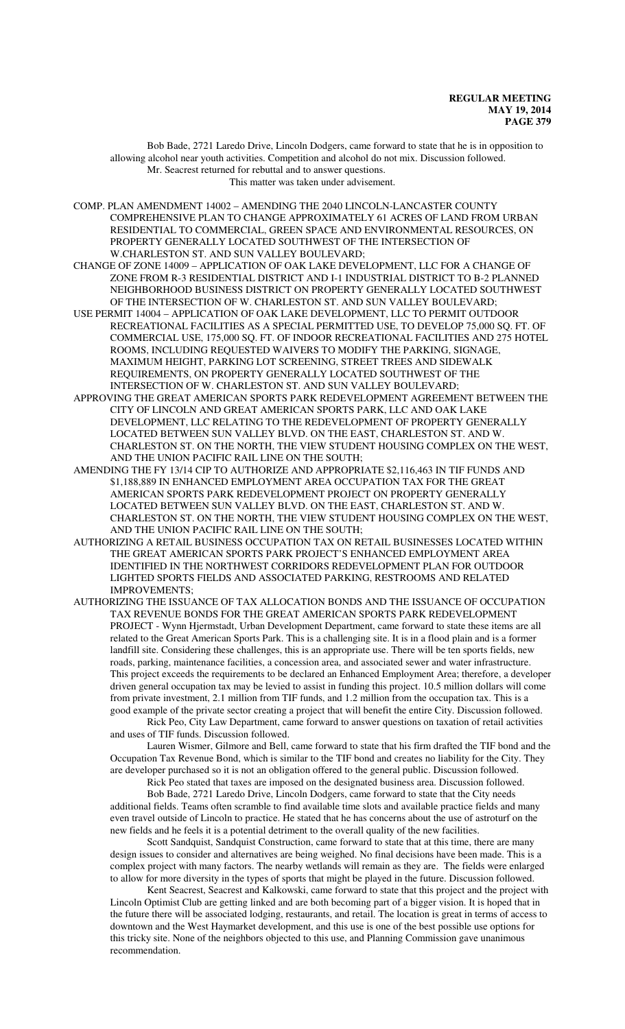Bob Bade, 2721 Laredo Drive, Lincoln Dodgers, came forward to state that he is in opposition to allowing alcohol near youth activities. Competition and alcohol do not mix. Discussion followed.

Mr. Seacrest returned for rebuttal and to answer questions.

This matter was taken under advisement.

COMP. PLAN AMENDMENT 14002 – AMENDING THE 2040 LINCOLN-LANCASTER COUNTY COMPREHENSIVE PLAN TO CHANGE APPROXIMATELY 61 ACRES OF LAND FROM URBAN RESIDENTIAL TO COMMERCIAL, GREEN SPACE AND ENVIRONMENTAL RESOURCES, ON PROPERTY GENERALLY LOCATED SOUTHWEST OF THE INTERSECTION OF W.CHARLESTON ST. AND SUN VALLEY BOULEVARD;

CHANGE OF ZONE 14009 – APPLICATION OF OAK LAKE DEVELOPMENT, LLC FOR A CHANGE OF ZONE FROM R-3 RESIDENTIAL DISTRICT AND I-1 INDUSTRIAL DISTRICT TO B-2 PLANNED NEIGHBORHOOD BUSINESS DISTRICT ON PROPERTY GENERALLY LOCATED SOUTHWEST OF THE INTERSECTION OF W. CHARLESTON ST. AND SUN VALLEY BOULEVARD;

USE PERMIT 14004 – APPLICATION OF OAK LAKE DEVELOPMENT, LLC TO PERMIT OUTDOOR RECREATIONAL FACILITIES AS A SPECIAL PERMITTED USE, TO DEVELOP 75,000 SQ. FT. OF COMMERCIAL USE, 175,000 SQ. FT. OF INDOOR RECREATIONAL FACILITIES AND 275 HOTEL ROOMS, INCLUDING REQUESTED WAIVERS TO MODIFY THE PARKING, SIGNAGE, MAXIMUM HEIGHT, PARKING LOT SCREENING, STREET TREES AND SIDEWALK REQUIREMENTS, ON PROPERTY GENERALLY LOCATED SOUTHWEST OF THE INTERSECTION OF W. CHARLESTON ST. AND SUN VALLEY BOULEVARD;

APPROVING THE GREAT AMERICAN SPORTS PARK REDEVELOPMENT AGREEMENT BETWEEN THE CITY OF LINCOLN AND GREAT AMERICAN SPORTS PARK, LLC AND OAK LAKE DEVELOPMENT, LLC RELATING TO THE REDEVELOPMENT OF PROPERTY GENERALLY LOCATED BETWEEN SUN VALLEY BLVD. ON THE EAST, CHARLESTON ST. AND W. CHARLESTON ST. ON THE NORTH, THE VIEW STUDENT HOUSING COMPLEX ON THE WEST, AND THE UNION PACIFIC RAIL LINE ON THE SOUTH;

AMENDING THE FY 13/14 CIP TO AUTHORIZE AND APPROPRIATE $2,116,463 IN TIF FUNDS AND $1,188,889 IN ENHANCED EMPLOYMENT AREA OCCUPATION TAX FOR THE GREAT AMERICAN SPORTS PARK REDEVELOPMENT PROJECT ON PROPERTY GENERALLY LOCATED BETWEEN SUN VALLEY BLVD. ON THE EAST, CHARLESTON ST. AND W. CHARLESTON ST. ON THE NORTH, THE VIEW STUDENT HOUSING COMPLEX ON THE WEST, AND THE UNION PACIFIC RAIL LINE ON THE SOUTH;

AUTHORIZING A RETAIL BUSINESS OCCUPATION TAX ON RETAIL BUSINESSES LOCATED WITHIN THE GREAT AMERICAN SPORTS PARK PROJECT'S ENHANCED EMPLOYMENT AREA IDENTIFIED IN THE NORTHWEST CORRIDORS REDEVELOPMENT PLAN FOR OUTDOOR LIGHTED SPORTS FIELDS AND ASSOCIATED PARKING, RESTROOMS AND RELATED IMPROVEMENTS;

AUTHORIZING THE ISSUANCE OF TAX ALLOCATION BONDS AND THE ISSUANCE OF OCCUPATION TAX REVENUE BONDS FOR THE GREAT AMERICAN SPORTS PARK REDEVELOPMENT PROJECT - Wynn Hjermstadt, Urban Development Department, came forward to state these items are all related to the Great American Sports Park. This is a challenging site. It is in a flood plain and is a former landfill site. Considering these challenges, this is an appropriate use. There will be ten sports fields, new roads, parking, maintenance facilities, a concession area, and associated sewer and water infrastructure. This project exceeds the requirements to be declared an Enhanced Employment Area; therefore, a developer driven general occupation tax may be levied to assist in funding this project. 10.5 million dollars will come from private investment, 2.1 million from TIF funds, and 1.2 million from the occupation tax. This is a good example of the private sector creating a project that will benefit the entire City. Discussion followed.

Rick Peo, City Law Department, came forward to answer questions on taxation of retail activities and uses of TIF funds. Discussion followed.

Lauren Wismer, Gilmore and Bell, came forward to state that his firm drafted the TIF bond and the Occupation Tax Revenue Bond, which is similar to the TIF bond and creates no liability for the City. They are developer purchased so it is not an obligation offered to the general public. Discussion followed.

Rick Peo stated that taxes are imposed on the designated business area. Discussion followed.

Bob Bade, 2721 Laredo Drive, Lincoln Dodgers, came forward to state that the City needs additional fields. Teams often scramble to find available time slots and available practice fields and many even travel outside of Lincoln to practice. He stated that he has concerns about the use of astroturf on the new fields and he feels it is a potential detriment to the overall quality of the new facilities.

Scott Sandquist, Sandquist Construction, came forward to state that at this time, there are many design issues to consider and alternatives are being weighed. No final decisions have been made. This is a complex project with many factors. The nearby wetlands will remain as they are. The fields were enlarged to allow for more diversity in the types of sports that might be played in the future. Discussion followed.

Kent Seacrest, Seacrest and Kalkowski, came forward to state that this project and the project with Lincoln Optimist Club are getting linked and are both becoming part of a bigger vision. It is hoped that in the future there will be associated lodging, restaurants, and retail. The location is great in terms of access to downtown and the West Haymarket development, and this use is one of the best possible use options for this tricky site. None of the neighbors objected to this use, and Planning Commission gave unanimous recommendation.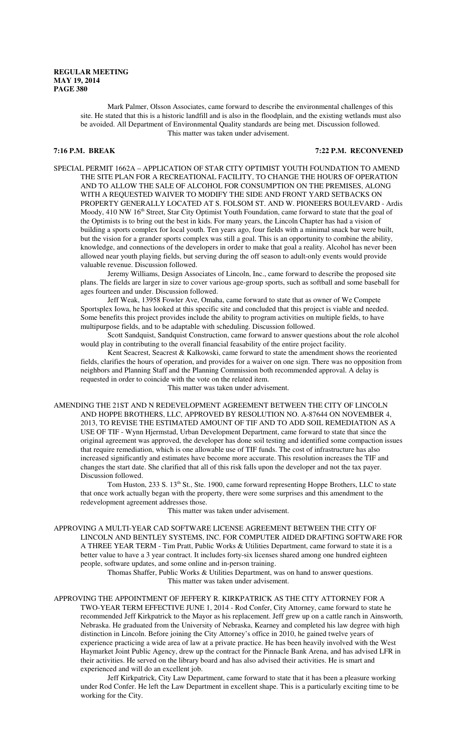Mark Palmer, Olsson Associates, came forward to describe the environmental challenges of this site. He stated that this is a historic landfill and is also in the floodplain, and the existing wetlands must also be avoided. All Department of Environmental Quality standards are being met. Discussion followed.

This matter was taken under advisement.

**7:16 P.M. BREAK 7:22 P.M. RECONVENED**

SPECIAL PERMIT 1662A – APPLICATION OF STAR CITY OPTIMIST YOUTH FOUNDATION TO AMEND THE SITE PLAN FOR A RECREATIONAL FACILITY, TO CHANGE THE HOURS OF OPERATION AND TO ALLOW THE SALE OF ALCOHOL FOR CONSUMPTION ON THE PREMISES, ALONG WITH A REQUESTED WAIVER TO MODIFY THE SIDE AND FRONT YARD SETBACKS ON PROPERTY GENERALLY LOCATED AT S. FOLSOM ST. AND W. PIONEERS BOULEVARD - Ardis Moody, 410 NW 16th Street, Star City Optimist Youth Foundation, came forward to state that the goal of the Optimists is to bring out the best in kids. For many years, the Lincoln Chapter has had a vision of building a sports complex for local youth. Ten years ago, four fields with a minimal snack bar were built, but the vision for a grander sports complex was still a goal. This is an opportunity to combine the ability, knowledge, and connections of the developers in order to make that goal a reality. Alcohol has never been allowed near youth playing fields, but serving during the off season to adult-only events would provide valuable revenue. Discussion followed.

Jeremy Williams, Design Associates of Lincoln, Inc., came forward to describe the proposed site plans. The fields are larger in size to cover various age-group sports, such as softball and some baseball for ages fourteen and under. Discussion followed.

Jeff Weak, 13958 Fowler Ave, Omaha, came forward to state that as owner of We Compete Sportsplex Iowa, he has looked at this specific site and concluded that this project is viable and needed. Some benefits this project provides include the ability to program activities on multiple fields, to have multipurpose fields, and to be adaptable with scheduling. Discussion followed.

Scott Sandquist, Sandquist Construction, came forward to answer questions about the role alcohol would play in contributing to the overall financial feasability of the entire project facility.

Kent Seacrest, Seacrest & Kalkowski, came forward to state the amendment shows the reoriented fields, clarifies the hours of operation, and provides for a waiver on one sign. There was no opposition from neighbors and Planning Staff and the Planning Commission both recommended approval. A delay is requested in order to coincide with the vote on the related item.

This matter was taken under advisement.

AMENDING THE 21ST AND N REDEVELOPMENT AGREEMENT BETWEEN THE CITY OF LINCOLN AND HOPPE BROTHERS, LLC, APPROVED BY RESOLUTION NO. A-87644 ON NOVEMBER 4, 2013, TO REVISE THE ESTIMATED AMOUNT OF TIF AND TO ADD SOIL REMEDIATION AS A USE OF TIF - Wynn Hjermstad, Urban Development Department, came forward to state that since the original agreement was approved, the developer has done soil testing and identified some compaction issues that require remediation, which is one allowable use of TIF funds. The cost of infrastructure has also increased significantly and estimates have become more accurate. This resolution increases the TIF and changes the start date. She clarified that all of this risk falls upon the developer and not the tax payer. Discussion followed.

Tom Huston, 233 S. 13th St., Ste. 1900, came forward representing Hoppe Brothers, LLC to state that once work actually began with the property, there were some surprises and this amendment to the redevelopment agreement addresses those.

This matter was taken under advisement.

APPROVING A MULTI-YEAR CAD SOFTWARE LICENSE AGREEMENT BETWEEN THE CITY OF LINCOLN AND BENTLEY SYSTEMS, INC. FOR COMPUTER AIDED DRAFTING SOFTWARE FOR A THREE YEAR TERM - Tim Pratt, Public Works & Utilities Department, came forward to state it is a better value to have a 3 year contract. It includes forty-six licenses shared among one hundred eighteen people, software updates, and some online and in-person training.

Thomas Shaffer, Public Works & Utilities Department, was on hand to answer questions.

This matter was taken under advisement.

APPROVING THE APPOINTMENT OF JEFFERY R. KIRKPATRICK AS THE CITY ATTORNEY FOR A TWO-YEAR TERM EFFECTIVE JUNE 1, 2014 - Rod Confer, City Attorney, came forward to state he recommended Jeff Kirkpatrick to the Mayor as his replacement. Jeff grew up on a cattle ranch in Ainsworth, Nebraska. He graduated from the University of Nebraska, Kearney and completed his law degree with high distinction in Lincoln. Before joining the City Attorney's office in 2010, he gained twelve years of experience practicing a wide area of law at a private practice. He has been heavily involved with the West Haymarket Joint Public Agency, drew up the contract for the Pinnacle Bank Arena, and has advised LFR in their activities. He served on the library board and has also advised their activities. He is smart and experienced and will do an excellent job.

Jeff Kirkpatrick, City Law Department, came forward to state that it has been a pleasure working under Rod Confer. He left the Law Department in excellent shape. This is a particularly exciting time to be working for the City.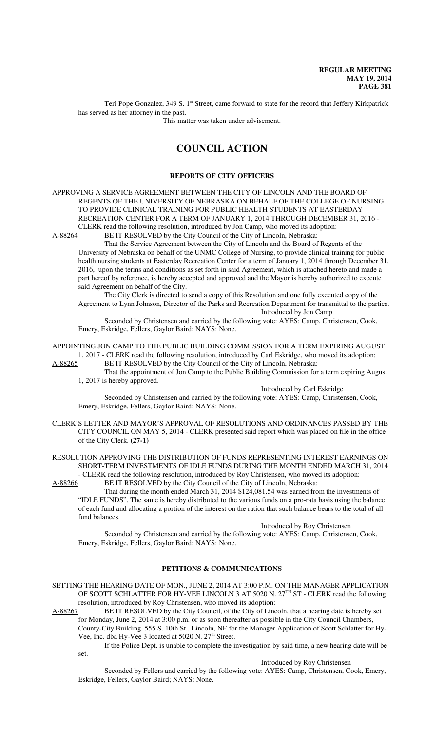Teri Pope Gonzalez, 349 S. 1st Street, came forward to state for the record that Jeffery Kirkpatrick has served as her attorney in the past.

This matter was taken under advisement.

# COUNCIL ACTION

## REPORTS OF CITY OFFICERS

APPROVING A SERVICE AGREEMENT BETWEEN THE CITY OF LINCOLN AND THE BOARD OF REGENTS OF THE UNIVERSITY OF NEBRASKA ON BEHALF OF THE COLLEGE OF NURSING TO PROVIDE CLINICAL TRAINING FOR PUBLIC HEALTH STUDENTS AT EASTERDAY RECREATION CENTER FOR A TERM OF JANUARY 1, 2014 THROUGH DECEMBER 31, 2016 - CLERK read the following resolution, introduced by Jon Camp, who moved its adoption:

A-88264 BE IT RESOLVED by the City Council of the City of Lincoln, Nebraska:

That the Service Agreement between the City of Lincoln and the Board of Regents of the University of Nebraska on behalf of the UNMC College of Nursing, to provide clinical training for public health nursing students at Easterday Recreation Center for a term of January 1, 2014 through December 31, 2016, upon the terms and conditions as set forth in said Agreement, which is attached hereto and made a part hereof by reference, is hereby accepted and approved and the Mayor is hereby authorized to execute said Agreement on behalf of the City.

The City Clerk is directed to send a copy of this Resolution and one fully executed copy of the Agreement to Lynn Johnson, Director of the Parks and Recreation Department for transmittal to the parties.

Introduced by Jon Camp

Seconded by Christensen and carried by the following vote: AYES: Camp, Christensen, Cook, Emery, Eskridge, Fellers, Gaylor Baird; NAYS: None.

APPOINTING JON CAMP TO THE PUBLIC BUILDING COMMISSION FOR A TERM EXPIRING AUGUST 1, 2017 - CLERK read the following resolution, introduced by Carl Eskridge, who moved its adoption:

A-88265 BE IT RESOLVED by the City Council of the City of Lincoln, Nebraska:

That the appointment of Jon Camp to the Public Building Commission for a term expiring August 1, 2017 is hereby approved.

Introduced by Carl Eskridge

Seconded by Christensen and carried by the following vote: AYES: Camp, Christensen, Cook, Emery, Eskridge, Fellers, Gaylor Baird; NAYS: None.

CLERK'S LETTER AND MAYOR'S APPROVAL OF RESOLUTIONS AND ORDINANCES PASSED BY THE CITY COUNCIL ON MAY 5, 2014 - CLERK presented said report which was placed on file in the office of the City Clerk. **(27-1)**

RESOLUTION APPROVING THE DISTRIBUTION OF FUNDS REPRESENTING INTEREST EARNINGS ON SHORT-TERM INVESTMENTS OF IDLE FUNDS DURING THE MONTH ENDED MARCH 31, 2014 - CLERK read the following resolution, introduced by Roy Christensen, who moved its adoption:

A-88266 BE IT RESOLVED by the City Council of the City of Lincoln, Nebraska:

That during the month ended March 31, 2014 $124,081.54 was earned from the investments of "IDLE FUNDS". The same is hereby distributed to the various funds on a pro-rata basis using the balance of each fund and allocating a portion of the interest on the ration that such balance bears to the total of all fund balances.

Introduced by Roy Christensen

Seconded by Christensen and carried by the following vote: AYES: Camp, Christensen, Cook, Emery, Eskridge, Fellers, Gaylor Baird; NAYS: None.

## PETITIONS & COMMUNICATIONS

SETTING THE HEARING DATE OF MON., JUNE 2, 2014 AT 3:00 P.M. ON THE MANAGER APPLICATION OF SCOTT SCHLATTER FOR HY-VEE LINCOLN 3 AT 5020 N. 27TH ST - CLERK read the following resolution, introduced by Roy Christensen, who moved its adoption:

A-88267 BE IT RESOLVED by the City Council, of the City of Lincoln, that a hearing date is hereby set for Monday, June 2, 2014 at 3:00 p.m. or as soon thereafter as possible in the City Council Chambers, County-City Building, 555 S. 10th St., Lincoln, NE for the Manager Application of Scott Schlatter for Hy-Vee, Inc. dba Hy-Vee 3 located at 5020 N. 27th Street.

If the Police Dept. is unable to complete the investigation by said time, a new hearing date will be set.

Introduced by Roy Christensen

Seconded by Fellers and carried by the following vote: AYES: Camp, Christensen, Cook, Emery, Eskridge, Fellers, Gaylor Baird; NAYS: None.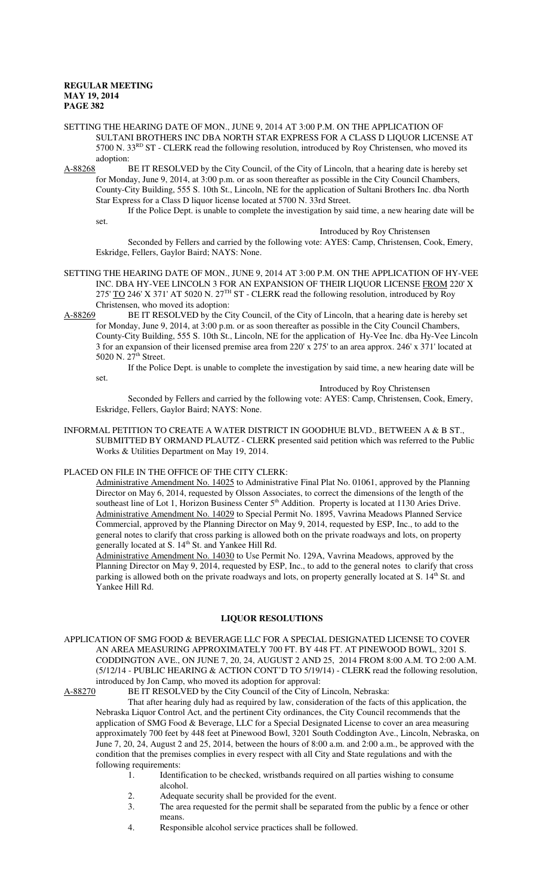SETTING THE HEARING DATE OF MON., JUNE 9, 2014 AT 3:00 P.M. ON THE APPLICATION OF SULTANI BROTHERS INC DBA NORTH STAR EXPRESS FOR A CLASS D LIQUOR LICENSE AT 5700 N. 33[RD] ST - CLERK read the following resolution, introduced by Roy Christensen, who moved its adoption:

A-88268 BE IT RESOLVED by the City Council, of the City of Lincoln, that a hearing date is hereby set for Monday, June 9, 2014, at 3:00 p.m. or as soon thereafter as possible in the City Council Chambers, County-City Building, 555 S. 10th St., Lincoln, NE for the application of Sultani Brothers Inc. dba North Star Express for a Class D liquor license located at 5700 N. 33rd Street.

If the Police Dept. is unable to complete the investigation by said time, a new hearing date will be set.

Introduced by Roy Christensen

Seconded by Fellers and carried by the following vote: AYES: Camp, Christensen, Cook, Emery, Eskridge, Fellers, Gaylor Baird; NAYS: None.

SETTING THE HEARING DATE OF MON., JUNE 9, 2014 AT 3:00 P.M. ON THE APPLICATION OF HY-VEE INC. DBA HY-VEE LINCOLN 3 FOR AN EXPANSION OF THEIR LIQUOR LICENSE FROM 220' X 275' TO 246' X 371' AT 5020 N. 27[TH] ST - CLERK read the following resolution, introduced by Roy Christensen, who moved its adoption:

A-88269 BE IT RESOLVED by the City Council, of the City of Lincoln, that a hearing date is hereby set for Monday, June 9, 2014, at 3:00 p.m. or as soon thereafter as possible in the City Council Chambers, County-City Building, 555 S. 10th St., Lincoln, NE for the application of Hy-Vee Inc. dba Hy-Vee Lincoln 3 for an expansion of their licensed premise area from 220' x 275' to an area approx. 246' x 371' located at 5020 N. 27[th] Street.

If the Police Dept. is unable to complete the investigation by said time, a new hearing date will be set.

Introduced by Roy Christensen

Seconded by Fellers and carried by the following vote: AYES: Camp, Christensen, Cook, Emery, Eskridge, Fellers, Gaylor Baird; NAYS: None.

INFORMAL PETITION TO CREATE A WATER DISTRICT IN GOODHUE BLVD., BETWEEN A & B ST., SUBMITTED BY ORMAND PLAUTZ - CLERK presented said petition which was referred to the Public Works & Utilities Department on May 19, 2014.

PLACED ON FILE IN THE OFFICE OF THE CITY CLERK:

Administrative Amendment No. 14025 to Administrative Final Plat No. 01061, approved by the Planning Director on May 6, 2014, requested by Olsson Associates, to correct the dimensions of the length of the southeast line of Lot 1, Horizon Business Center 5[th] Addition. Property is located at 1130 Aries Drive.

Administrative Amendment No. 14029 to Special Permit No. 1895, Vavrina Meadows Planned Service Commercial, approved by the Planning Director on May 9, 2014, requested by ESP, Inc., to add to the general notes to clarify that cross parking is allowed both on the private roadways and lots, on property generally located at S. 14[th] St. and Yankee Hill Rd.

Administrative Amendment No. 14030 to Use Permit No. 129A, Vavrina Meadows, approved by the Planning Director on May 9, 2014, requested by ESP, Inc., to add to the general notes to clarify that cross parking is allowed both on the private roadways and lots, on property generally located at S. 14[th] St. and Yankee Hill Rd.

## LIQUOR RESOLUTIONS

APPLICATION OF SMG FOOD & BEVERAGE LLC FOR A SPECIAL DESIGNATED LICENSE TO COVER AN AREA MEASURING APPROXIMATELY 700 FT. BY 448 FT. AT PINEWOOD BOWL, 3201 S. CODDINGTON AVE., ON JUNE 7, 20, 24, AUGUST 2 AND 25, 2014 FROM 8:00 A.M. TO 2:00 A.M. (5/12/14 - PUBLIC HEARING & ACTION CONT'D TO 5/19/14) - CLERK read the following resolution, introduced by Jon Camp, who moved its adoption for approval:

A-88270 BE IT RESOLVED by the City Council of the City of Lincoln, Nebraska:

That after hearing duly had as required by law, consideration of the facts of this application, the Nebraska Liquor Control Act, and the pertinent City ordinances, the City Council recommends that the application of SMG Food & Beverage, LLC for a Special Designated License to cover an area measuring approximately 700 feet by 448 feet at Pinewood Bowl, 3201 South Coddington Ave., Lincoln, Nebraska, on June 7, 20, 24, August 2 and 25, 2014, between the hours of 8:00 a.m. and 2:00 a.m., be approved with the condition that the premises complies in every respect with all City and State regulations and with the following requirements:

1. Identification to be checked, wristbands required on all parties wishing to consume alcohol.
2. Adequate security shall be provided for the event.
3. The area requested for the permit shall be separated from the public by a fence or other means.
4. Responsible alcohol service practices shall be followed.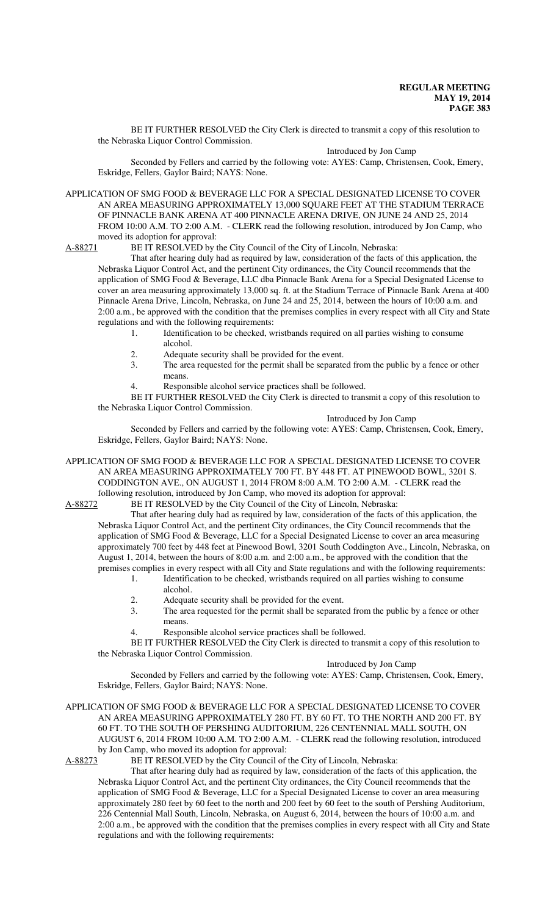BE IT FURTHER RESOLVED the City Clerk is directed to transmit a copy of this resolution to the Nebraska Liquor Control Commission.

Introduced by Jon Camp

Seconded by Fellers and carried by the following vote: AYES: Camp, Christensen, Cook, Emery, Eskridge, Fellers, Gaylor Baird; NAYS: None.

APPLICATION OF SMG FOOD & BEVERAGE LLC FOR A SPECIAL DESIGNATED LICENSE TO COVER AN AREA MEASURING APPROXIMATELY 13,000 SQUARE FEET AT THE STADIUM TERRACE OF PINNACLE BANK ARENA AT 400 PINNACLE ARENA DRIVE, ON JUNE 24 AND 25, 2014 FROM 10:00 A.M. TO 2:00 A.M. - CLERK read the following resolution, introduced by Jon Camp, who moved its adoption for approval:

A-88271 BE IT RESOLVED by the City Council of the City of Lincoln, Nebraska:

That after hearing duly had as required by law, consideration of the facts of this application, the Nebraska Liquor Control Act, and the pertinent City ordinances, the City Council recommends that the application of SMG Food & Beverage, LLC dba Pinnacle Bank Arena for a Special Designated License to cover an area measuring approximately 13,000 sq. ft. at the Stadium Terrace of Pinnacle Bank Arena at 400 Pinnacle Arena Drive, Lincoln, Nebraska, on June 24 and 25, 2014, between the hours of 10:00 a.m. and 2:00 a.m., be approved with the condition that the premises complies in every respect with all City and State regulations and with the following requirements:

1. Identification to be checked, wristbands required on all parties wishing to consume alcohol.
2. Adequate security shall be provided for the event.
3. The area requested for the permit shall be separated from the public by a fence or other means.
4. Responsible alcohol service practices shall be followed.

BE IT FURTHER RESOLVED the City Clerk is directed to transmit a copy of this resolution to the Nebraska Liquor Control Commission.

Introduced by Jon Camp

Seconded by Fellers and carried by the following vote: AYES: Camp, Christensen, Cook, Emery, Eskridge, Fellers, Gaylor Baird; NAYS: None.

APPLICATION OF SMG FOOD & BEVERAGE LLC FOR A SPECIAL DESIGNATED LICENSE TO COVER AN AREA MEASURING APPROXIMATELY 700 FT. BY 448 FT. AT PINEWOOD BOWL, 3201 S. CODDINGTON AVE., ON AUGUST 1, 2014 FROM 8:00 A.M. TO 2:00 A.M. - CLERK read the following resolution, introduced by Jon Camp, who moved its adoption for approval:

A-88272 BE IT RESOLVED by the City Council of the City of Lincoln, Nebraska:

That after hearing duly had as required by law, consideration of the facts of this application, the Nebraska Liquor Control Act, and the pertinent City ordinances, the City Council recommends that the application of SMG Food & Beverage, LLC for a Special Designated License to cover an area measuring approximately 700 feet by 448 feet at Pinewood Bowl, 3201 South Coddington Ave., Lincoln, Nebraska, on August 1, 2014, between the hours of 8:00 a.m. and 2:00 a.m., be approved with the condition that the premises complies in every respect with all City and State regulations and with the following requirements:

1. Identification to be checked, wristbands required on all parties wishing to consume alcohol.
2. Adequate security shall be provided for the event.
3. The area requested for the permit shall be separated from the public by a fence or other means.
4. Responsible alcohol service practices shall be followed.

BE IT FURTHER RESOLVED the City Clerk is directed to transmit a copy of this resolution to the Nebraska Liquor Control Commission.

Introduced by Jon Camp

Seconded by Fellers and carried by the following vote: AYES: Camp, Christensen, Cook, Emery, Eskridge, Fellers, Gaylor Baird; NAYS: None.

APPLICATION OF SMG FOOD & BEVERAGE LLC FOR A SPECIAL DESIGNATED LICENSE TO COVER AN AREA MEASURING APPROXIMATELY 280 FT. BY 60 FT. TO THE NORTH AND 200 FT. BY 60 FT. TO THE SOUTH OF PERSHING AUDITORIUM, 226 CENTENNIAL MALL SOUTH, ON AUGUST 6, 2014 FROM 10:00 A.M. TO 2:00 A.M. - CLERK read the following resolution, introduced by Jon Camp, who moved its adoption for approval:

A-88273 BE IT RESOLVED by the City Council of the City of Lincoln, Nebraska:

That after hearing duly had as required by law, consideration of the facts of this application, the Nebraska Liquor Control Act, and the pertinent City ordinances, the City Council recommends that the application of SMG Food & Beverage, LLC for a Special Designated License to cover an area measuring approximately 280 feet by 60 feet to the north and 200 feet by 60 feet to the south of Pershing Auditorium, 226 Centennial Mall South, Lincoln, Nebraska, on August 6, 2014, between the hours of 10:00 a.m. and 2:00 a.m., be approved with the condition that the premises complies in every respect with all City and State regulations and with the following requirements: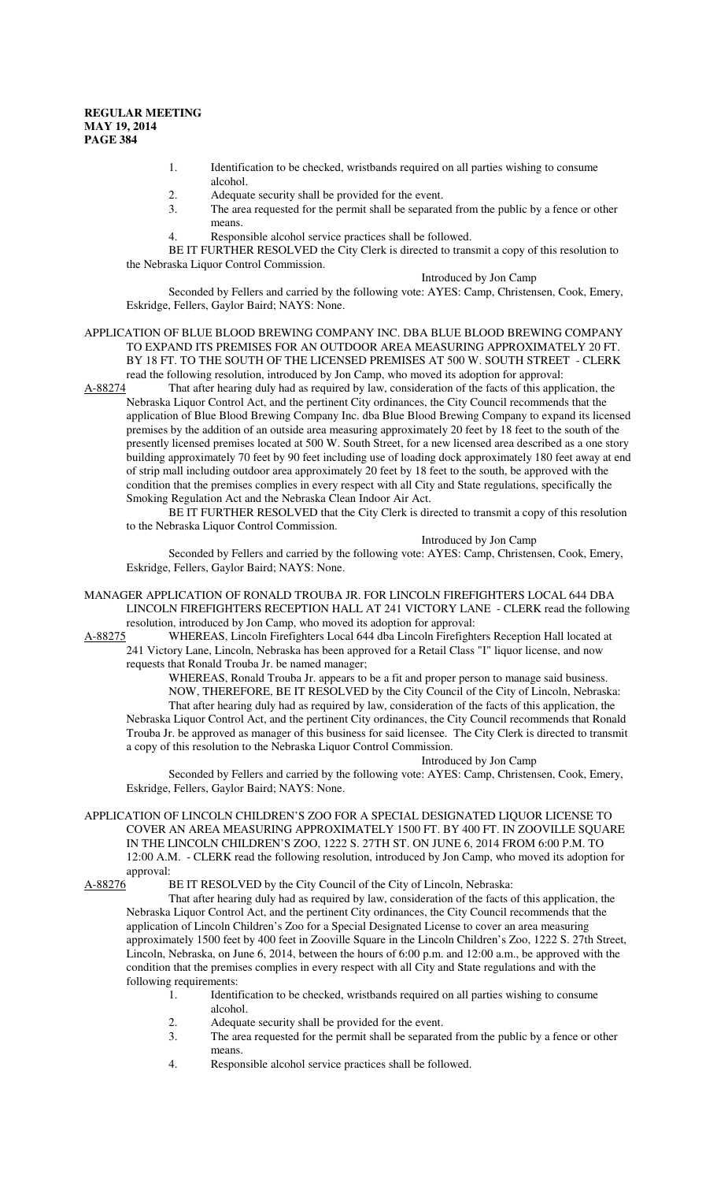1. Identification to be checked, wristbands required on all parties wishing to consume alcohol.
2. Adequate security shall be provided for the event.
3. The area requested for the permit shall be separated from the public by a fence or other means.
4. Responsible alcohol service practices shall be followed.

BE IT FURTHER RESOLVED the City Clerk is directed to transmit a copy of this resolution to the Nebraska Liquor Control Commission.

Introduced by Jon Camp

Seconded by Fellers and carried by the following vote: AYES: Camp, Christensen, Cook, Emery, Eskridge, Fellers, Gaylor Baird; NAYS: None.

APPLICATION OF BLUE BLOOD BREWING COMPANY INC. DBA BLUE BLOOD BREWING COMPANY TO EXPAND ITS PREMISES FOR AN OUTDOOR AREA MEASURING APPROXIMATELY 20 FT. BY 18 FT. TO THE SOUTH OF THE LICENSED PREMISES AT 500 W. SOUTH STREET - CLERK read the following resolution, introduced by Jon Camp, who moved its adoption for approval:

A-88274 That after hearing duly had as required by law, consideration of the facts of this application, the Nebraska Liquor Control Act, and the pertinent City ordinances, the City Council recommends that the application of Blue Blood Brewing Company Inc. dba Blue Blood Brewing Company to expand its licensed premises by the addition of an outside area measuring approximately 20 feet by 18 feet to the south of the presently licensed premises located at 500 W. South Street, for a new licensed area described as a one story building approximately 70 feet by 90 feet including use of loading dock approximately 180 feet away at end of strip mall including outdoor area approximately 20 feet by 18 feet to the south, be approved with the condition that the premises complies in every respect with all City and State regulations, specifically the Smoking Regulation Act and the Nebraska Clean Indoor Air Act.

BE IT FURTHER RESOLVED that the City Clerk is directed to transmit a copy of this resolution to the Nebraska Liquor Control Commission.

Introduced by Jon Camp

Seconded by Fellers and carried by the following vote: AYES: Camp, Christensen, Cook, Emery, Eskridge, Fellers, Gaylor Baird; NAYS: None.

MANAGER APPLICATION OF RONALD TROUBA JR. FOR LINCOLN FIREFIGHTERS LOCAL 644 DBA LINCOLN FIREFIGHTERS RECEPTION HALL AT 241 VICTORY LANE - CLERK read the following resolution, introduced by Jon Camp, who moved its adoption for approval:

A-88275 WHEREAS, Lincoln Firefighters Local 644 dba Lincoln Firefighters Reception Hall located at 241 Victory Lane, Lincoln, Nebraska has been approved for a Retail Class "I" liquor license, and now requests that Ronald Trouba Jr. be named manager;

WHEREAS, Ronald Trouba Jr. appears to be a fit and proper person to manage said business.

NOW, THEREFORE, BE IT RESOLVED by the City Council of the City of Lincoln, Nebraska:

That after hearing duly had as required by law, consideration of the facts of this application, the Nebraska Liquor Control Act, and the pertinent City ordinances, the City Council recommends that Ronald Trouba Jr. be approved as manager of this business for said licensee. The City Clerk is directed to transmit a copy of this resolution to the Nebraska Liquor Control Commission.

Introduced by Jon Camp

Seconded by Fellers and carried by the following vote: AYES: Camp, Christensen, Cook, Emery, Eskridge, Fellers, Gaylor Baird; NAYS: None.

APPLICATION OF LINCOLN CHILDREN'S ZOO FOR A SPECIAL DESIGNATED LIQUOR LICENSE TO COVER AN AREA MEASURING APPROXIMATELY 1500 FT. BY 400 FT. IN ZOOVILLE SQUARE IN THE LINCOLN CHILDREN'S ZOO, 1222 S. 27TH ST. ON JUNE 6, 2014 FROM 6:00 P.M. TO 12:00 A.M. - CLERK read the following resolution, introduced by Jon Camp, who moved its adoption for approval:

A-88276 BE IT RESOLVED by the City Council of the City of Lincoln, Nebraska:

That after hearing duly had as required by law, consideration of the facts of this application, the Nebraska Liquor Control Act, and the pertinent City ordinances, the City Council recommends that the application of Lincoln Children's Zoo for a Special Designated License to cover an area measuring approximately 1500 feet by 400 feet in Zooville Square in the Lincoln Children's Zoo, 1222 S. 27th Street, Lincoln, Nebraska, on June 6, 2014, between the hours of 6:00 p.m. and 12:00 a.m., be approved with the condition that the premises complies in every respect with all City and State regulations and with the following requirements:

1. Identification to be checked, wristbands required on all parties wishing to consume alcohol.
2. Adequate security shall be provided for the event.
3. The area requested for the permit shall be separated from the public by a fence or other means.
4. Responsible alcohol service practices shall be followed.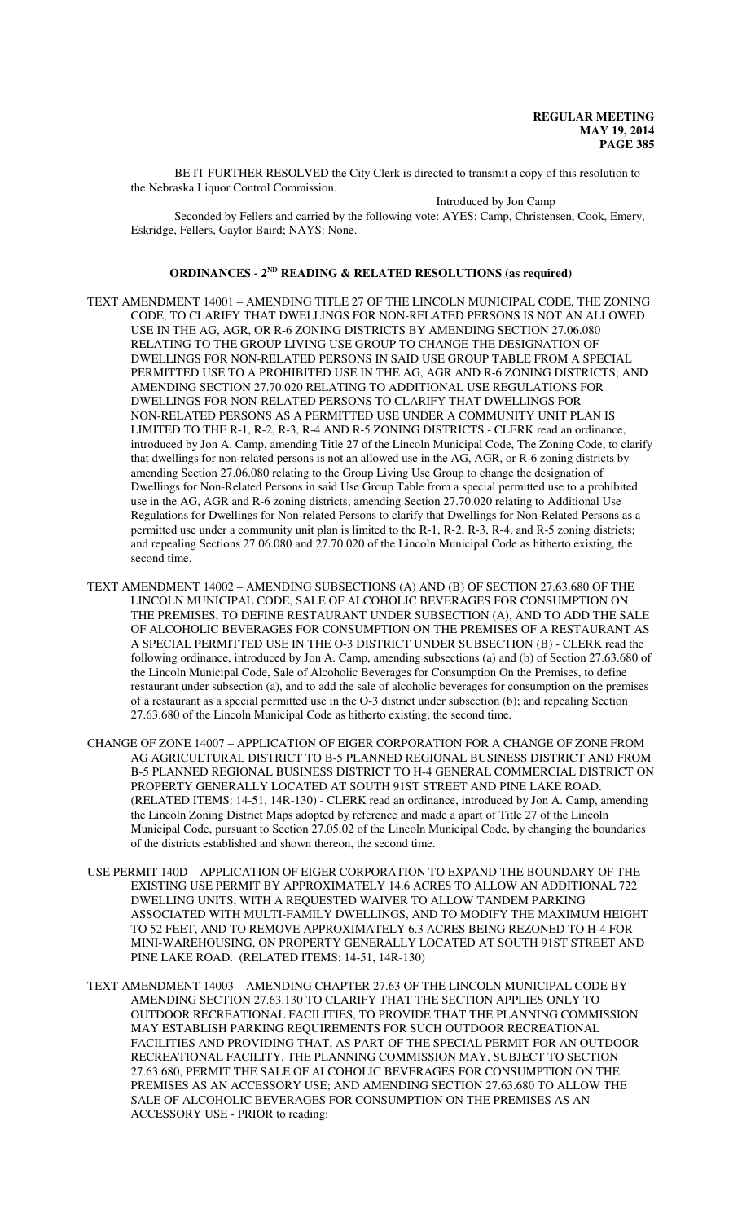BE IT FURTHER RESOLVED the City Clerk is directed to transmit a copy of this resolution to the Nebraska Liquor Control Commission.

Introduced by Jon Camp

Seconded by Fellers and carried by the following vote: AYES: Camp, Christensen, Cook, Emery, Eskridge, Fellers, Gaylor Baird; NAYS: None.

## ORDINANCES - 2ND READING & RELATED RESOLUTIONS (as required)

TEXT AMENDMENT 14001 – AMENDING TITLE 27 OF THE LINCOLN MUNICIPAL CODE, THE ZONING CODE, TO CLARIFY THAT DWELLINGS FOR NON-RELATED PERSONS IS NOT AN ALLOWED USE IN THE AG, AGR, OR R-6 ZONING DISTRICTS BY AMENDING SECTION 27.06.080 RELATING TO THE GROUP LIVING USE GROUP TO CHANGE THE DESIGNATION OF DWELLINGS FOR NON-RELATED PERSONS IN SAID USE GROUP TABLE FROM A SPECIAL PERMITTED USE TO A PROHIBITED USE IN THE AG, AGR AND R-6 ZONING DISTRICTS; AND AMENDING SECTION 27.70.020 RELATING TO ADDITIONAL USE REGULATIONS FOR DWELLINGS FOR NON-RELATED PERSONS TO CLARIFY THAT DWELLINGS FOR NON-RELATED PERSONS AS A PERMITTED USE UNDER A COMMUNITY UNIT PLAN IS LIMITED TO THE R-1, R-2, R-3, R-4 AND R-5 ZONING DISTRICTS - CLERK read an ordinance, introduced by Jon A. Camp, amending Title 27 of the Lincoln Municipal Code, The Zoning Code, to clarify that dwellings for non-related persons is not an allowed use in the AG, AGR, or R-6 zoning districts by amending Section 27.06.080 relating to the Group Living Use Group to change the designation of Dwellings for Non-Related Persons in said Use Group Table from a special permitted use to a prohibited use in the AG, AGR and R-6 zoning districts; amending Section 27.70.020 relating to Additional Use Regulations for Dwellings for Non-related Persons to clarify that Dwellings for Non-Related Persons as a permitted use under a community unit plan is limited to the R-1, R-2, R-3, R-4, and R-5 zoning districts; and repealing Sections 27.06.080 and 27.70.020 of the Lincoln Municipal Code as hitherto existing, the second time.

TEXT AMENDMENT 14002 – AMENDING SUBSECTIONS (A) AND (B) OF SECTION 27.63.680 OF THE LINCOLN MUNICIPAL CODE, SALE OF ALCOHOLIC BEVERAGES FOR CONSUMPTION ON THE PREMISES, TO DEFINE RESTAURANT UNDER SUBSECTION (A), AND TO ADD THE SALE OF ALCOHOLIC BEVERAGES FOR CONSUMPTION ON THE PREMISES OF A RESTAURANT AS A SPECIAL PERMITTED USE IN THE O-3 DISTRICT UNDER SUBSECTION (B) - CLERK read the following ordinance, introduced by Jon A. Camp, amending subsections (a) and (b) of Section 27.63.680 of the Lincoln Municipal Code, Sale of Alcoholic Beverages for Consumption On the Premises, to define restaurant under subsection (a), and to add the sale of alcoholic beverages for consumption on the premises of a restaurant as a special permitted use in the O-3 district under subsection (b); and repealing Section 27.63.680 of the Lincoln Municipal Code as hitherto existing, the second time.

CHANGE OF ZONE 14007 – APPLICATION OF EIGER CORPORATION FOR A CHANGE OF ZONE FROM AG AGRICULTURAL DISTRICT TO B-5 PLANNED REGIONAL BUSINESS DISTRICT AND FROM B-5 PLANNED REGIONAL BUSINESS DISTRICT TO H-4 GENERAL COMMERCIAL DISTRICT ON PROPERTY GENERALLY LOCATED AT SOUTH 91ST STREET AND PINE LAKE ROAD. (RELATED ITEMS: 14-51, 14R-130) - CLERK read an ordinance, introduced by Jon A. Camp, amending the Lincoln Zoning District Maps adopted by reference and made a apart of Title 27 of the Lincoln Municipal Code, pursuant to Section 27.05.02 of the Lincoln Municipal Code, by changing the boundaries of the districts established and shown thereon, the second time.

USE PERMIT 140D – APPLICATION OF EIGER CORPORATION TO EXPAND THE BOUNDARY OF THE EXISTING USE PERMIT BY APPROXIMATELY 14.6 ACRES TO ALLOW AN ADDITIONAL 722 DWELLING UNITS, WITH A REQUESTED WAIVER TO ALLOW TANDEM PARKING ASSOCIATED WITH MULTI-FAMILY DWELLINGS, AND TO MODIFY THE MAXIMUM HEIGHT TO 52 FEET, AND TO REMOVE APPROXIMATELY 6.3 ACRES BEING REZONED TO H-4 FOR MINI-WAREHOUSING, ON PROPERTY GENERALLY LOCATED AT SOUTH 91ST STREET AND PINE LAKE ROAD. (RELATED ITEMS: 14-51, 14R-130)

TEXT AMENDMENT 14003 – AMENDING CHAPTER 27.63 OF THE LINCOLN MUNICIPAL CODE BY AMENDING SECTION 27.63.130 TO CLARIFY THAT THE SECTION APPLIES ONLY TO OUTDOOR RECREATIONAL FACILITIES, TO PROVIDE THAT THE PLANNING COMMISSION MAY ESTABLISH PARKING REQUIREMENTS FOR SUCH OUTDOOR RECREATIONAL FACILITIES AND PROVIDING THAT, AS PART OF THE SPECIAL PERMIT FOR AN OUTDOOR RECREATIONAL FACILITY, THE PLANNING COMMISSION MAY, SUBJECT TO SECTION 27.63.680, PERMIT THE SALE OF ALCOHOLIC BEVERAGES FOR CONSUMPTION ON THE PREMISES AS AN ACCESSORY USE; AND AMENDING SECTION 27.63.680 TO ALLOW THE SALE OF ALCOHOLIC BEVERAGES FOR CONSUMPTION ON THE PREMISES AS AN ACCESSORY USE - PRIOR to reading: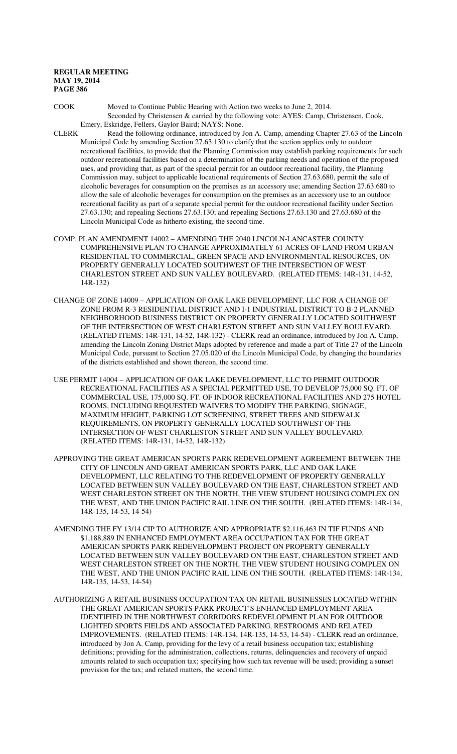COOK Moved to Continue Public Hearing with Action two weeks to June 2, 2014.
Seconded by Christensen & carried by the following vote: AYES: Camp, Christensen, Cook, Emery, Eskridge, Fellers, Gaylor Baird; NAYS: None.

CLERK Read the following ordinance, introduced by Jon A. Camp, amending Chapter 27.63 of the Lincoln Municipal Code by amending Section 27.63.130 to clarify that the section applies only to outdoor recreational facilities, to provide that the Planning Commission may establish parking requirements for such outdoor recreational facilities based on a determination of the parking needs and operation of the proposed uses, and providing that, as part of the special permit for an outdoor recreational facility, the Planning Commission may, subject to applicable locational requirements of Section 27.63.680, permit the sale of alcoholic beverages for consumption on the premises as an accessory use; amending Section 27.63.680 to allow the sale of alcoholic beverages for consumption on the premises as an accessory use to an outdoor recreational facility as part of a separate special permit for the outdoor recreational facility under Section 27.63.130; and repealing Sections 27.63.130; and repealing Sections 27.63.130 and 27.63.680 of the Lincoln Municipal Code as hitherto existing, the second time.

COMP. PLAN AMENDMENT 14002 – AMENDING THE 2040 LINCOLN-LANCASTER COUNTY COMPREHENSIVE PLAN TO CHANGE APPROXIMATELY 61 ACRES OF LAND FROM URBAN RESIDENTIAL TO COMMERCIAL, GREEN SPACE AND ENVIRONMENTAL RESOURCES, ON PROPERTY GENERALLY LOCATED SOUTHWEST OF THE INTERSECTION OF WEST CHARLESTON STREET AND SUN VALLEY BOULEVARD. (RELATED ITEMS: 14R-131, 14-52, 14R-132)

CHANGE OF ZONE 14009 – APPLICATION OF OAK LAKE DEVELOPMENT, LLC FOR A CHANGE OF ZONE FROM R-3 RESIDENTIAL DISTRICT AND I-1 INDUSTRIAL DISTRICT TO B-2 PLANNED NEIGHBORHOOD BUSINESS DISTRICT ON PROPERTY GENERALLY LOCATED SOUTHWEST OF THE INTERSECTION OF WEST CHARLESTON STREET AND SUN VALLEY BOULEVARD. (RELATED ITEMS: 14R-131, 14-52, 14R-132) - CLERK read an ordinance, introduced by Jon A. Camp, amending the Lincoln Zoning District Maps adopted by reference and made a part of Title 27 of the Lincoln Municipal Code, pursuant to Section 27.05.020 of the Lincoln Municipal Code, by changing the boundaries of the districts established and shown thereon, the second time.

USE PERMIT 14004 – APPLICATION OF OAK LAKE DEVELOPMENT, LLC TO PERMIT OUTDOOR RECREATIONAL FACILITIES AS A SPECIAL PERMITTED USE, TO DEVELOP 75,000 SQ. FT. OF COMMERCIAL USE, 175,000 SQ. FT. OF INDOOR RECREATIONAL FACILITIES AND 275 HOTEL ROOMS, INCLUDING REQUESTED WAIVERS TO MODIFY THE PARKING, SIGNAGE, MAXIMUM HEIGHT, PARKING LOT SCREENING, STREET TREES AND SIDEWALK REQUIREMENTS, ON PROPERTY GENERALLY LOCATED SOUTHWEST OF THE INTERSECTION OF WEST CHARLESTON STREET AND SUN VALLEY BOULEVARD. (RELATED ITEMS: 14R-131, 14-52, 14R-132)

APPROVING THE GREAT AMERICAN SPORTS PARK REDEVELOPMENT AGREEMENT BETWEEN THE CITY OF LINCOLN AND GREAT AMERICAN SPORTS PARK, LLC AND OAK LAKE DEVELOPMENT, LLC RELATING TO THE REDEVELOPMENT OF PROPERTY GENERALLY LOCATED BETWEEN SUN VALLEY BOULEVARD ON THE EAST, CHARLESTON STREET AND WEST CHARLESTON STREET ON THE NORTH, THE VIEW STUDENT HOUSING COMPLEX ON THE WEST, AND THE UNION PACIFIC RAIL LINE ON THE SOUTH. (RELATED ITEMS: 14R-134, 14R-135, 14-53, 14-54)

AMENDING THE FY 13/14 CIP TO AUTHORIZE AND APPROPRIATE $2,116,463 IN TIF FUNDS AND $1,188,889 IN ENHANCED EMPLOYMENT AREA OCCUPATION TAX FOR THE GREAT AMERICAN SPORTS PARK REDEVELOPMENT PROJECT ON PROPERTY GENERALLY LOCATED BETWEEN SUN VALLEY BOULEVARD ON THE EAST, CHARLESTON STREET AND WEST CHARLESTON STREET ON THE NORTH, THE VIEW STUDENT HOUSING COMPLEX ON THE WEST, AND THE UNION PACIFIC RAIL LINE ON THE SOUTH. (RELATED ITEMS: 14R-134, 14R-135, 14-53, 14-54)

AUTHORIZING A RETAIL BUSINESS OCCUPATION TAX ON RETAIL BUSINESSES LOCATED WITHIN THE GREAT AMERICAN SPORTS PARK PROJECT'S ENHANCED EMPLOYMENT AREA IDENTIFIED IN THE NORTHWEST CORRIDORS REDEVELOPMENT PLAN FOR OUTDOOR LIGHTED SPORTS FIELDS AND ASSOCIATED PARKING, RESTROOMS AND RELATED IMPROVEMENTS. (RELATED ITEMS: 14R-134, 14R-135, 14-53, 14-54) - CLERK read an ordinance, introduced by Jon A. Camp, providing for the levy of a retail business occupation tax; establishing definitions; providing for the administration, collections, returns, delinquencies and recovery of unpaid amounts related to such occupation tax; specifying how such tax revenue will be used; providing a sunset provision for the tax; and related matters, the second time.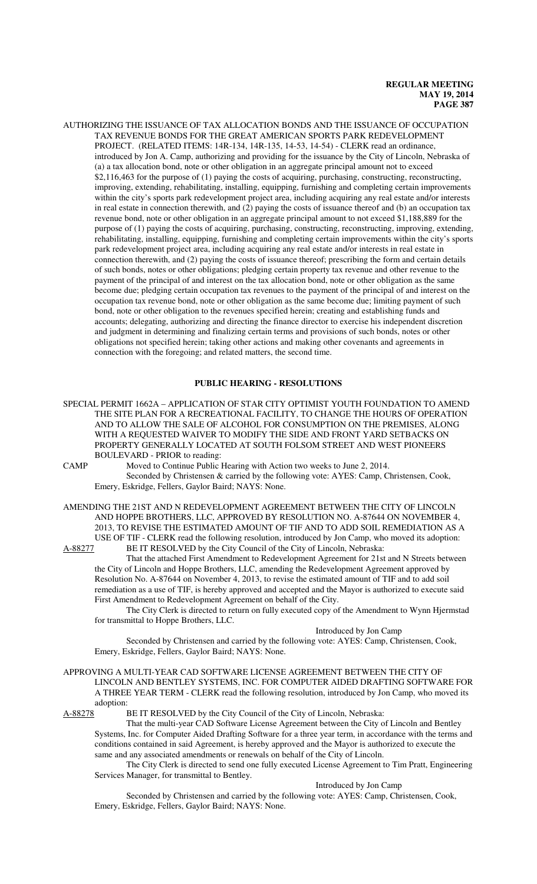AUTHORIZING THE ISSUANCE OF TAX ALLOCATION BONDS AND THE ISSUANCE OF OCCUPATION TAX REVENUE BONDS FOR THE GREAT AMERICAN SPORTS PARK REDEVELOPMENT PROJECT. (RELATED ITEMS: 14R-134, 14R-135, 14-53, 14-54) - CLERK read an ordinance, introduced by Jon A. Camp, authorizing and providing for the issuance by the City of Lincoln, Nebraska of (a) a tax allocation bond, note or other obligation in an aggregate principal amount not to exceed $2,116,463 for the purpose of (1) paying the costs of acquiring, purchasing, constructing, reconstructing, improving, extending, rehabilitating, installing, equipping, furnishing and completing certain improvements within the city's sports park redevelopment project area, including acquiring any real estate and/or interests in real estate in connection therewith, and (2) paying the costs of issuance thereof and (b) an occupation tax revenue bond, note or other obligation in an aggregate principal amount to not exceed $1,188,889 for the purpose of (1) paying the costs of acquiring, purchasing, constructing, reconstructing, improving, extending, rehabilitating, installing, equipping, furnishing and completing certain improvements within the city's sports park redevelopment project area, including acquiring any real estate and/or interests in real estate in connection therewith, and (2) paying the costs of issuance thereof; prescribing the form and certain details of such bonds, notes or other obligations; pledging certain property tax revenue and other revenue to the payment of the principal of and interest on the tax allocation bond, note or other obligation as the same become due; pledging certain occupation tax revenues to the payment of the principal of and interest on the occupation tax revenue bond, note or other obligation as the same become due; limiting payment of such bond, note or other obligation to the revenues specified herein; creating and establishing funds and accounts; delegating, authorizing and directing the finance director to exercise his independent discretion and judgment in determining and finalizing certain terms and provisions of such bonds, notes or other obligations not specified herein; taking other actions and making other covenants and agreements in connection with the foregoing; and related matters, the second time.

## PUBLIC HEARING - RESOLUTIONS

SPECIAL PERMIT 1662A – APPLICATION OF STAR CITY OPTIMIST YOUTH FOUNDATION TO AMEND THE SITE PLAN FOR A RECREATIONAL FACILITY, TO CHANGE THE HOURS OF OPERATION AND TO ALLOW THE SALE OF ALCOHOL FOR CONSUMPTION ON THE PREMISES, ALONG WITH A REQUESTED WAIVER TO MODIFY THE SIDE AND FRONT YARD SETBACKS ON PROPERTY GENERALLY LOCATED AT SOUTH FOLSOM STREET AND WEST PIONEERS BOULEVARD - PRIOR to reading:

CAMP Moved to Continue Public Hearing with Action two weeks to June 2, 2014.

Seconded by Christensen & carried by the following vote: AYES: Camp, Christensen, Cook, Emery, Eskridge, Fellers, Gaylor Baird; NAYS: None.

AMENDING THE 21ST AND N REDEVELOPMENT AGREEMENT BETWEEN THE CITY OF LINCOLN AND HOPPE BROTHERS, LLC, APPROVED BY RESOLUTION NO. A-87644 ON NOVEMBER 4, 2013, TO REVISE THE ESTIMATED AMOUNT OF TIF AND TO ADD SOIL REMEDIATION AS A USE OF TIF - CLERK read the following resolution, introduced by Jon Camp, who moved its adoption:

A-88277 BE IT RESOLVED by the City Council of the City of Lincoln, Nebraska:

That the attached First Amendment to Redevelopment Agreement for 21st and N Streets between the City of Lincoln and Hoppe Brothers, LLC, amending the Redevelopment Agreement approved by Resolution No. A-87644 on November 4, 2013, to revise the estimated amount of TIF and to add soil remediation as a use of TIF, is hereby approved and accepted and the Mayor is authorized to execute said First Amendment to Redevelopment Agreement on behalf of the City.

The City Clerk is directed to return on fully executed copy of the Amendment to Wynn Hjermstad for transmittal to Hoppe Brothers, LLC.

Introduced by Jon Camp

Seconded by Christensen and carried by the following vote: AYES: Camp, Christensen, Cook, Emery, Eskridge, Fellers, Gaylor Baird; NAYS: None.

APPROVING A MULTI-YEAR CAD SOFTWARE LICENSE AGREEMENT BETWEEN THE CITY OF LINCOLN AND BENTLEY SYSTEMS, INC. FOR COMPUTER AIDED DRAFTING SOFTWARE FOR A THREE YEAR TERM - CLERK read the following resolution, introduced by Jon Camp, who moved its adoption:

A-88278 BE IT RESOLVED by the City Council of the City of Lincoln, Nebraska:

That the multi-year CAD Software License Agreement between the City of Lincoln and Bentley Systems, Inc. for Computer Aided Drafting Software for a three year term, in accordance with the terms and conditions contained in said Agreement, is hereby approved and the Mayor is authorized to execute the same and any associated amendments or renewals on behalf of the City of Lincoln.

The City Clerk is directed to send one fully executed License Agreement to Tim Pratt, Engineering Services Manager, for transmittal to Bentley.

Introduced by Jon Camp

Seconded by Christensen and carried by the following vote: AYES: Camp, Christensen, Cook, Emery, Eskridge, Fellers, Gaylor Baird; NAYS: None.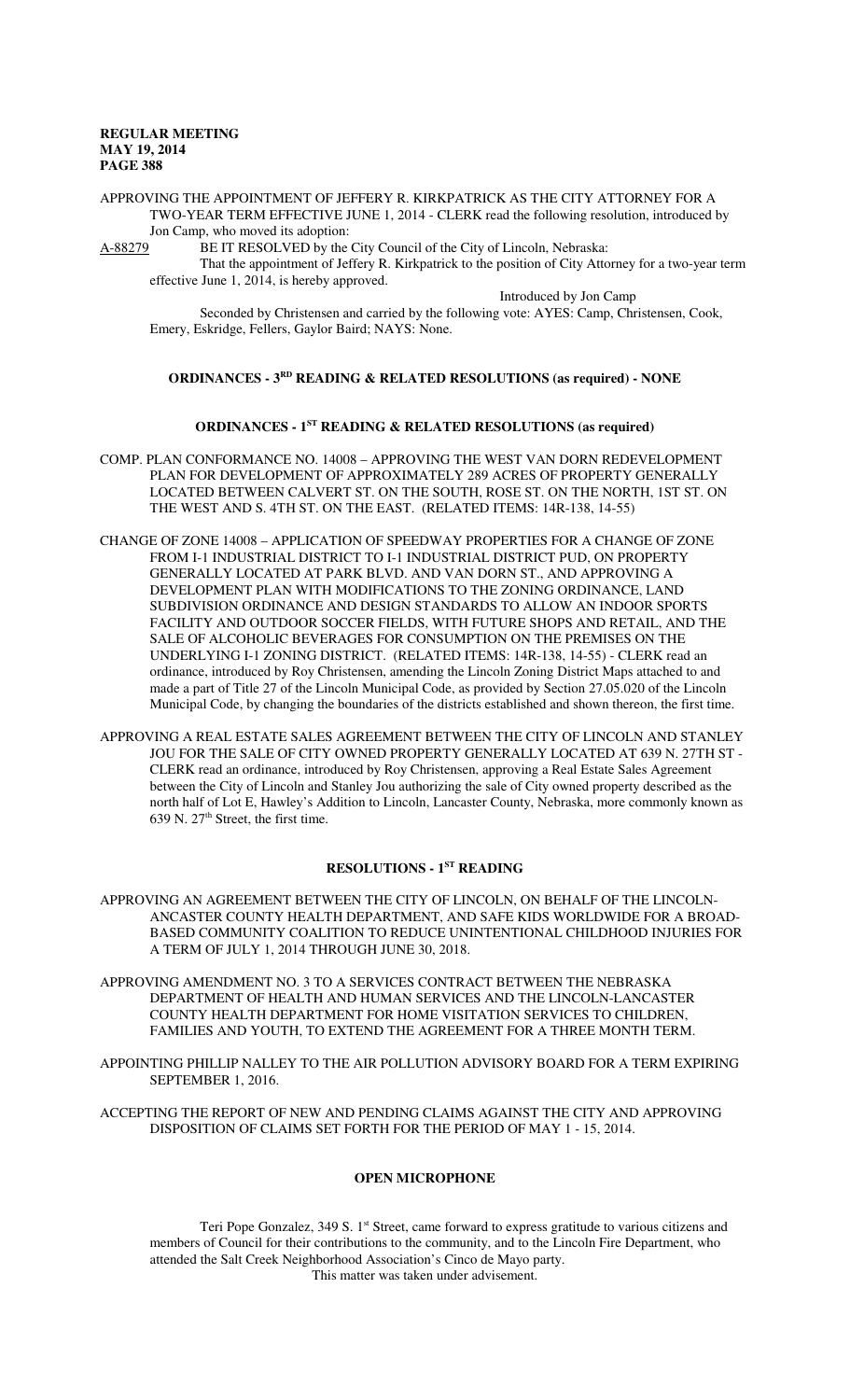APPROVING THE APPOINTMENT OF JEFFERY R. KIRKPATRICK AS THE CITY ATTORNEY FOR A TWO-YEAR TERM EFFECTIVE JUNE 1, 2014 - CLERK read the following resolution, introduced by Jon Camp, who moved its adoption:

A-88279 BE IT RESOLVED by the City Council of the City of Lincoln, Nebraska:

That the appointment of Jeffery R. Kirkpatrick to the position of City Attorney for a two-year term effective June 1, 2014, is hereby approved.

Introduced by Jon Camp

Seconded by Christensen and carried by the following vote: AYES: Camp, Christensen, Cook, Emery, Eskridge, Fellers, Gaylor Baird; NAYS: None.

## ORDINANCES - 3RD READING & RELATED RESOLUTIONS (as required) - NONE

## ORDINANCES - 1ST READING & RELATED RESOLUTIONS (as required)

COMP. PLAN CONFORMANCE NO. 14008 – APPROVING THE WEST VAN DORN REDEVELOPMENT PLAN FOR DEVELOPMENT OF APPROXIMATELY 289 ACRES OF PROPERTY GENERALLY LOCATED BETWEEN CALVERT ST. ON THE SOUTH, ROSE ST. ON THE NORTH, 1ST ST. ON THE WEST AND S. 4TH ST. ON THE EAST. (RELATED ITEMS: 14R-138, 14-55)

CHANGE OF ZONE 14008 – APPLICATION OF SPEEDWAY PROPERTIES FOR A CHANGE OF ZONE FROM I-1 INDUSTRIAL DISTRICT TO I-1 INDUSTRIAL DISTRICT PUD, ON PROPERTY GENERALLY LOCATED AT PARK BLVD. AND VAN DORN ST., AND APPROVING A DEVELOPMENT PLAN WITH MODIFICATIONS TO THE ZONING ORDINANCE, LAND SUBDIVISION ORDINANCE AND DESIGN STANDARDS TO ALLOW AN INDOOR SPORTS FACILITY AND OUTDOOR SOCCER FIELDS, WITH FUTURE SHOPS AND RETAIL, AND THE SALE OF ALCOHOLIC BEVERAGES FOR CONSUMPTION ON THE PREMISES ON THE UNDERLYING I-1 ZONING DISTRICT. (RELATED ITEMS: 14R-138, 14-55) - CLERK read an ordinance, introduced by Roy Christensen, amending the Lincoln Zoning District Maps attached to and made a part of Title 27 of the Lincoln Municipal Code, as provided by Section 27.05.020 of the Lincoln Municipal Code, by changing the boundaries of the districts established and shown thereon, the first time.

APPROVING A REAL ESTATE SALES AGREEMENT BETWEEN THE CITY OF LINCOLN AND STANLEY JOU FOR THE SALE OF CITY OWNED PROPERTY GENERALLY LOCATED AT 639 N. 27TH ST - CLERK read an ordinance, introduced by Roy Christensen, approving a Real Estate Sales Agreement between the City of Lincoln and Stanley Jou authorizing the sale of City owned property described as the north half of Lot E, Hawley's Addition to Lincoln, Lancaster County, Nebraska, more commonly known as 639 N. 27th Street, the first time.

## RESOLUTIONS - 1ST READING

APPROVING AN AGREEMENT BETWEEN THE CITY OF LINCOLN, ON BEHALF OF THE LINCOLN-ANCASTER COUNTY HEALTH DEPARTMENT, AND SAFE KIDS WORLDWIDE FOR A BROAD-BASED COMMUNITY COALITION TO REDUCE UNINTENTIONAL CHILDHOOD INJURIES FOR A TERM OF JULY 1, 2014 THROUGH JUNE 30, 2018.

APPROVING AMENDMENT NO. 3 TO A SERVICES CONTRACT BETWEEN THE NEBRASKA DEPARTMENT OF HEALTH AND HUMAN SERVICES AND THE LINCOLN-LANCASTER COUNTY HEALTH DEPARTMENT FOR HOME VISITATION SERVICES TO CHILDREN, FAMILIES AND YOUTH, TO EXTEND THE AGREEMENT FOR A THREE MONTH TERM.

APPOINTING PHILLIP NALLEY TO THE AIR POLLUTION ADVISORY BOARD FOR A TERM EXPIRING SEPTEMBER 1, 2016.

ACCEPTING THE REPORT OF NEW AND PENDING CLAIMS AGAINST THE CITY AND APPROVING DISPOSITION OF CLAIMS SET FORTH FOR THE PERIOD OF MAY 1 - 15, 2014.

## OPEN MICROPHONE

Teri Pope Gonzalez, 349 S. 1st Street, came forward to express gratitude to various citizens and members of Council for their contributions to the community, and to the Lincoln Fire Department, who attended the Salt Creek Neighborhood Association's Cinco de Mayo party.

This matter was taken under advisement.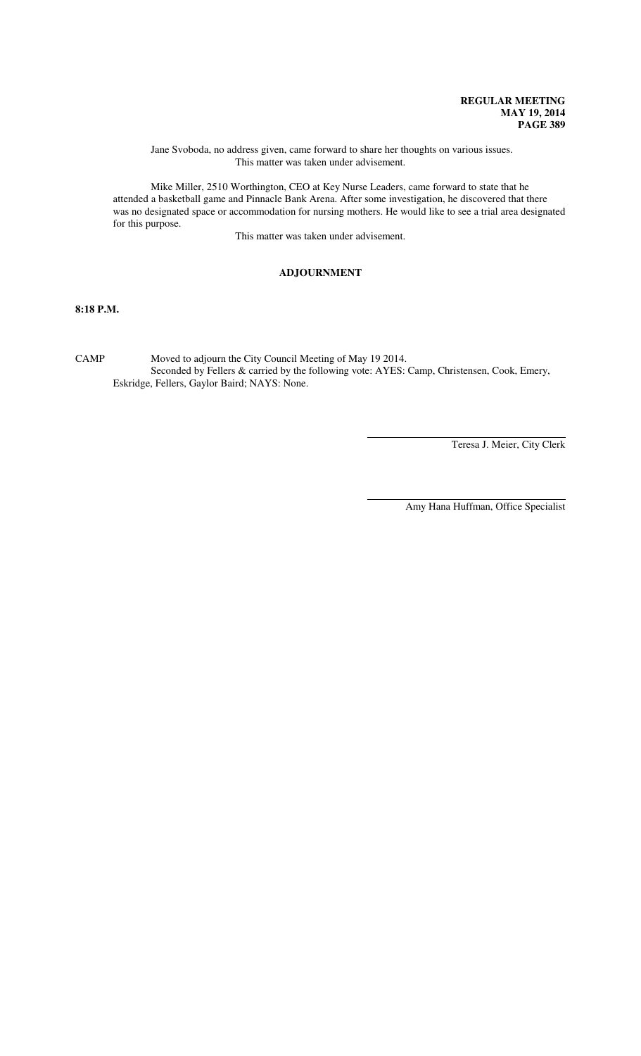Jane Svoboda, no address given, came forward to share her thoughts on various issues.
This matter was taken under advisement.

Mike Miller, 2510 Worthington, CEO at Key Nurse Leaders, came forward to state that he attended a basketball game and Pinnacle Bank Arena. After some investigation, he discovered that there was no designated space or accommodation for nursing mothers. He would like to see a trial area designated for this purpose.

This matter was taken under advisement.

## ADJOURNMENT

**8:18 P.M.**

CAMP Moved to adjourn the City Council Meeting of May 19 2014.
Seconded by Fellers & carried by the following vote: AYES: Camp, Christensen, Cook, Emery, Eskridge, Fellers, Gaylor Baird; NAYS: None.

Teresa J. Meier, City Clerk

Amy Hana Huffman, Office Specialist